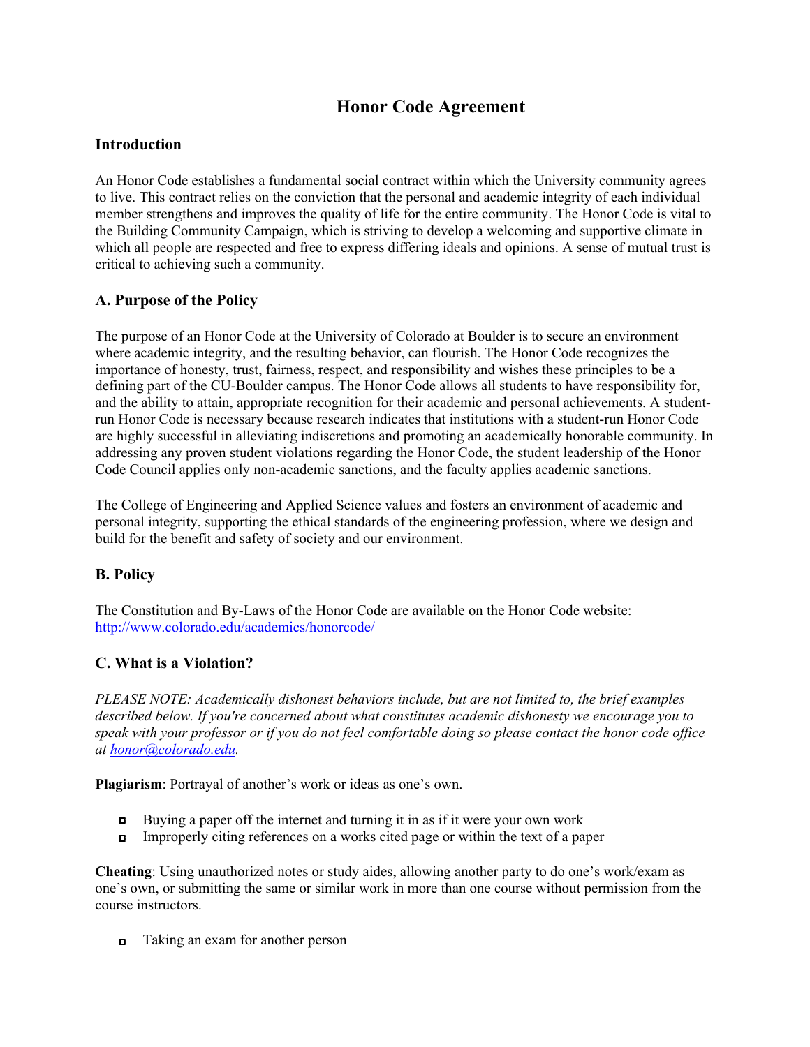# Honor Code Agreement

## Introduction

An Honor Code establishes a fundamental social contract within which the University community agrees to live. This contract relies on the conviction that the personal and academic integrity of each individual member strengthens and improves the quality of life for the entire community. The Honor Code is vital to the Building Community Campaign, which is striving to develop a welcoming and supportive climate in which all people are respected and free to express differing ideals and opinions. A sense of mutual trust is critical to achieving such a community.

## A. Purpose of the Policy

The purpose of an Honor Code at the University of Colorado at Boulder is to secure an environment where academic integrity, and the resulting behavior, can flourish. The Honor Code recognizes the importance of honesty, trust, fairness, respect, and responsibility and wishes these principles to be a defining part of the CU-Boulder campus. The Honor Code allows all students to have responsibility for, and the ability to attain, appropriate recognition for their academic and personal achievements. A student-run Honor Code is necessary because research indicates that institutions with a student-run Honor Code are highly successful in alleviating indiscretions and promoting an academically honorable community. In addressing any proven student violations regarding the Honor Code, the student leadership of the Honor Code Council applies only non-academic sanctions, and the faculty applies academic sanctions.

The College of Engineering and Applied Science values and fosters an environment of academic and personal integrity, supporting the ethical standards of the engineering profession, where we design and build for the benefit and safety of society and our environment.

## B. Policy

The Constitution and By-Laws of the Honor Code are available on the Honor Code website: http://www.colorado.edu/academics/honorcode/

## C. What is a Violation?

*PLEASE NOTE: Academically dishonest behaviors include, but are not limited to, the brief examples described below. If you're concerned about what constitutes academic dishonesty we encourage you to speak with your professor or if you do not feel comfortable doing so please contact the honor code office at honor@colorado.edu.*

**Plagiarism**: Portrayal of another's work or ideas as one's own.

- Buying a paper off the internet and turning it in as if it were your own work
- Improperly citing references on a works cited page or within the text of a paper

**Cheating**: Using unauthorized notes or study aides, allowing another party to do one's work/exam as one's own, or submitting the same or similar work in more than one course without permission from the course instructors.

- Taking an exam for another person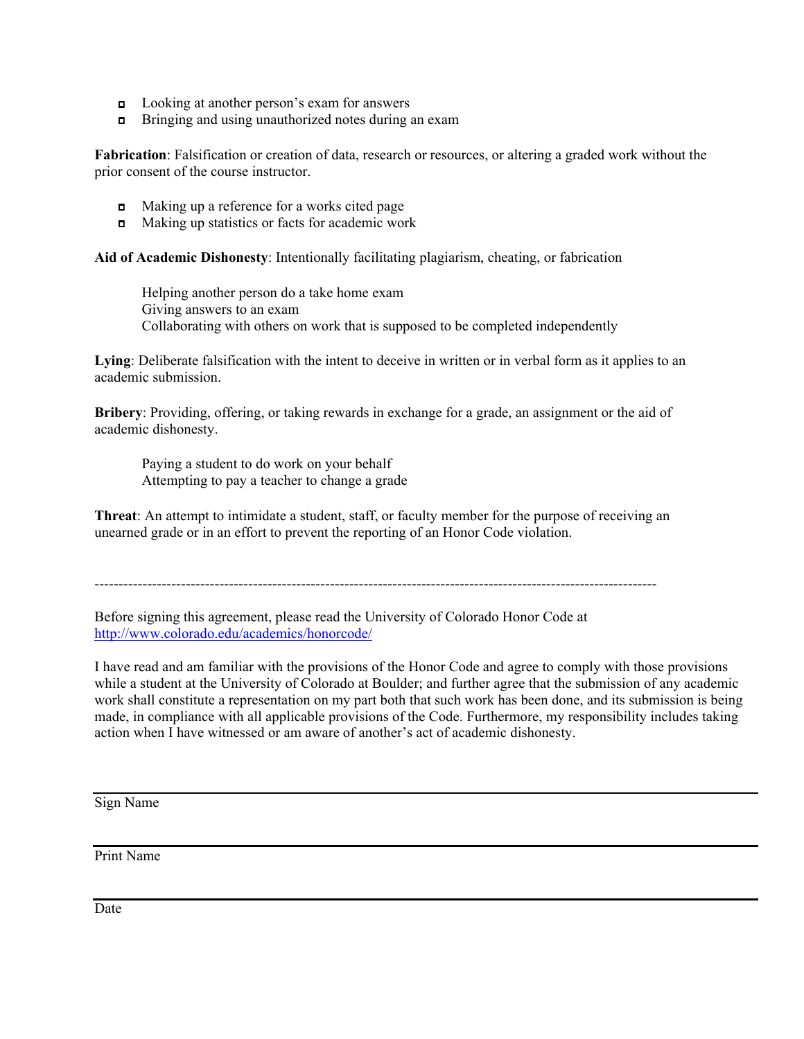- Looking at another person's exam for answers
- Bringing and using unauthorized notes during an exam

**Fabrication**: Falsification or creation of data, research or resources, or altering a graded work without the prior consent of the course instructor.

- Making up a reference for a works cited page
- Making up statistics or facts for academic work

**Aid of Academic Dishonesty**: Intentionally facilitating plagiarism, cheating, or fabrication

Helping another person do a take home exam
Giving answers to an exam
Collaborating with others on work that is supposed to be completed independently

**Lying**: Deliberate falsification with the intent to deceive in written or in verbal form as it applies to an academic submission.

**Bribery**: Providing, offering, or taking rewards in exchange for a grade, an assignment or the aid of academic dishonesty.

Paying a student to do work on your behalf
Attempting to pay a teacher to change a grade

**Threat**: An attempt to intimidate a student, staff, or faculty member for the purpose of receiving an unearned grade or in an effort to prevent the reporting of an Honor Code violation.

---

Before signing this agreement, please read the University of Colorado Honor Code at [http://www.colorado.edu/academics/honorcode/](http://www.colorado.edu/academics/honorcode/)

I have read and am familiar with the provisions of the Honor Code and agree to comply with those provisions while a student at the University of Colorado at Boulder; and further agree that the submission of any academic work shall constitute a representation on my part both that such work has been done, and its submission is being made, in compliance with all applicable provisions of the Code. Furthermore, my responsibility includes taking action when I have witnessed or am aware of another's act of academic dishonesty.

\_\_\_\_\_\_\_\_\_\_\_\_\_\_\_\_\_\_\_\_\_\_\_\_\_\_\_\_\_\_\_\_\_\_\_\_\_\_\_\_
Sign Name

\_\_\_\_\_\_\_\_\_\_\_\_\_\_\_\_\_\_\_\_\_\_\_\_\_\_\_\_\_\_\_\_\_\_\_\_\_\_\_\_
Print Name

\_\_\_\_\_\_\_\_\_\_\_\_\_\_\_\_\_\_\_\_\_\_\_\_\_\_\_\_\_\_\_\_\_\_\_\_\_\_\_\_
Date